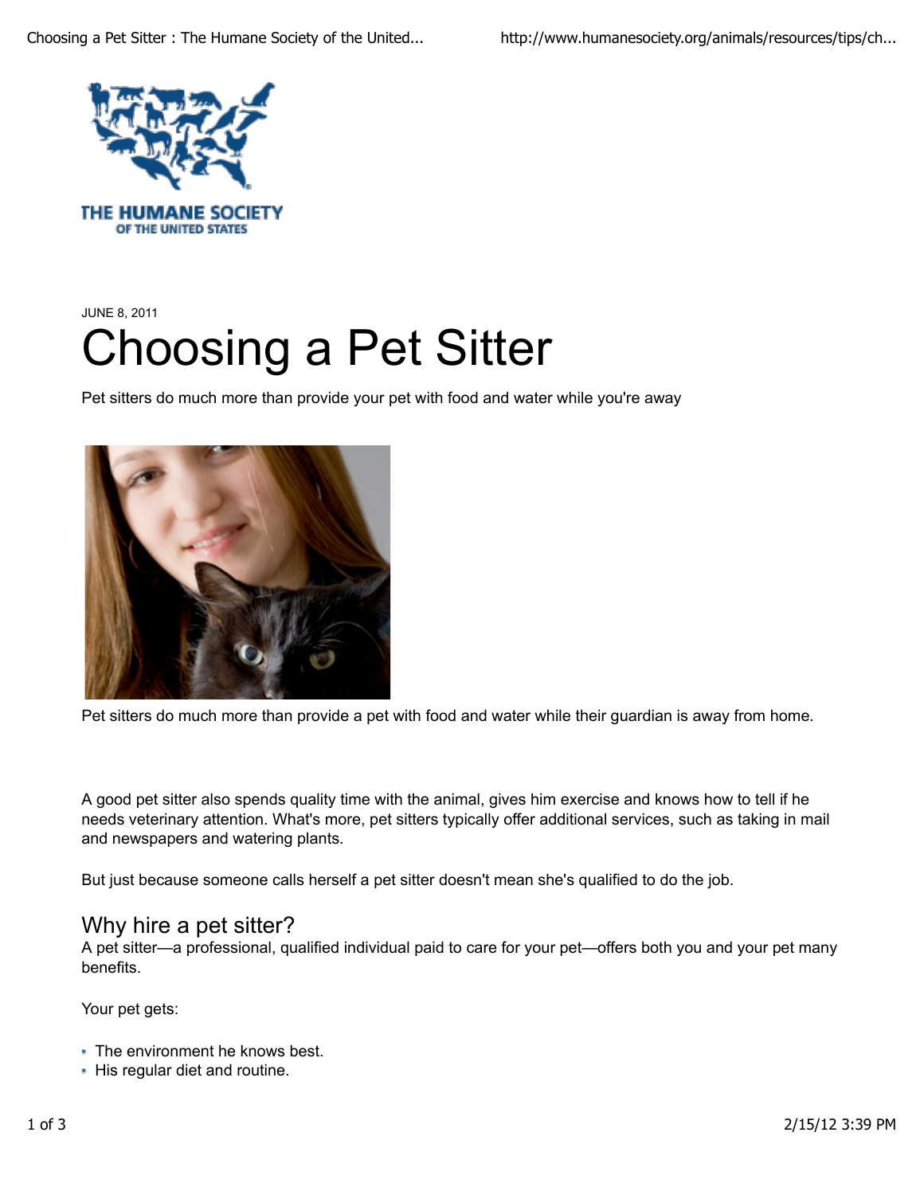THE HUMANE SOCIETY OF THE UNITED STATES

JUNE 8, 2011

# Choosing a Pet Sitter

Pet sitters do much more than provide your pet with food and water while you're away

Pet sitters do much more than provide a pet with food and water while their guardian is away from home.

A good pet sitter also spends quality time with the animal, gives him exercise and knows how to tell if he needs veterinary attention. What's more, pet sitters typically offer additional services, such as taking in mail and newspapers and watering plants.

But just because someone calls herself a pet sitter doesn't mean she's qualified to do the job.

## Why hire a pet sitter?

A pet sitter—a professional, qualified individual paid to care for your pet—offers both you and your pet many benefits.

Your pet gets:

- The environment he knows best.
- His regular diet and routine.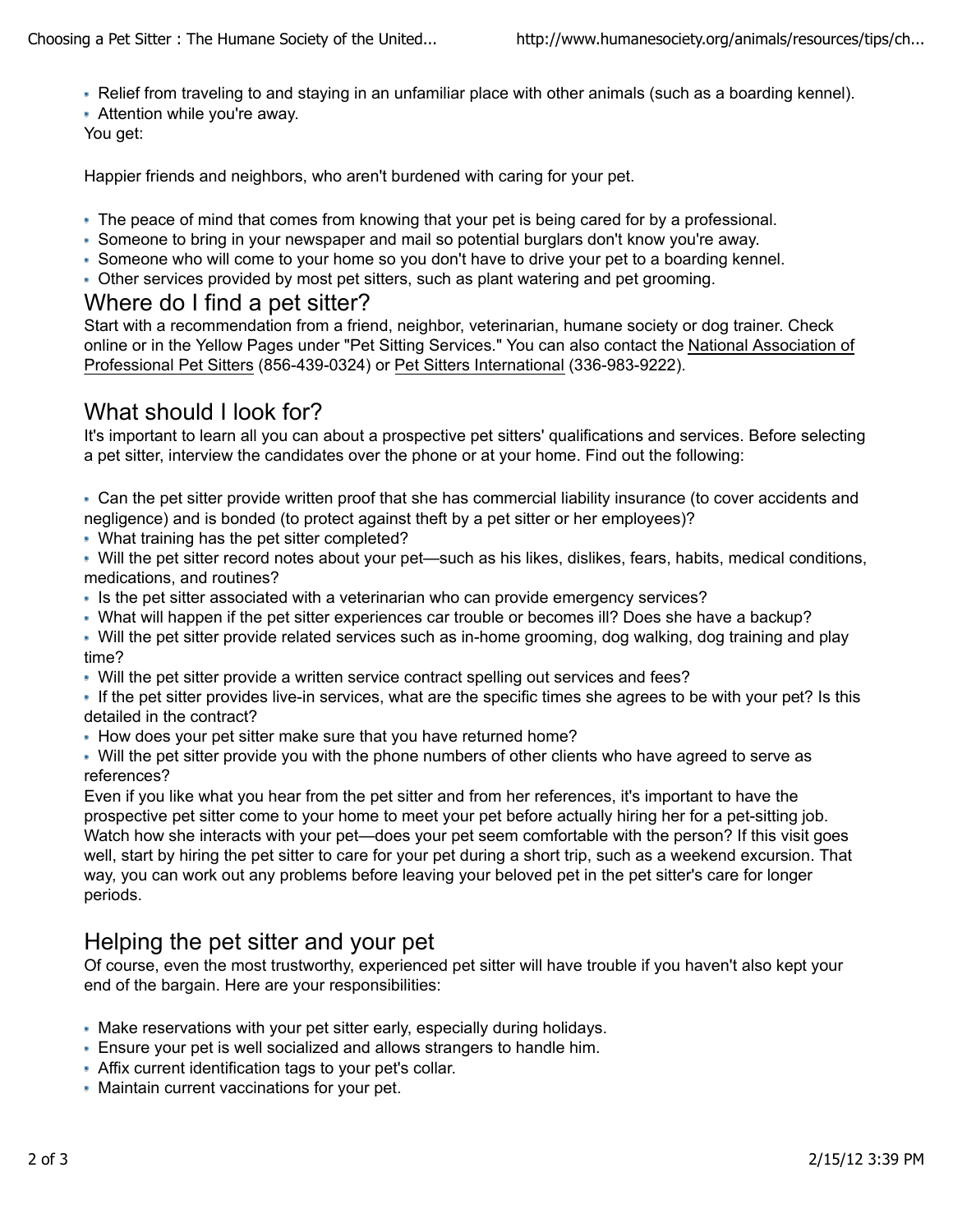- Relief from traveling to and staying in an unfamiliar place with other animals (such as a boarding kennel).
- Attention while you're away.

You get:

Happier friends and neighbors, who aren't burdened with caring for your pet.

- The peace of mind that comes from knowing that your pet is being cared for by a professional.
- Someone to bring in your newspaper and mail so potential burglars don't know you're away.
- Someone who will come to your home so you don't have to drive your pet to a boarding kennel.
- Other services provided by most pet sitters, such as plant watering and pet grooming.

## Where do I find a pet sitter?

Start with a recommendation from a friend, neighbor, veterinarian, humane society or dog trainer. Check online or in the Yellow Pages under "Pet Sitting Services." You can also contact the National Association of Professional Pet Sitters (856-439-0324) or Pet Sitters International (336-983-9222).

## What should I look for?

It's important to learn all you can about a prospective pet sitters' qualifications and services. Before selecting a pet sitter, interview the candidates over the phone or at your home. Find out the following:

- Can the pet sitter provide written proof that she has commercial liability insurance (to cover accidents and negligence) and is bonded (to protect against theft by a pet sitter or her employees)?
- What training has the pet sitter completed?
- Will the pet sitter record notes about your pet—such as his likes, dislikes, fears, habits, medical conditions, medications, and routines?
- Is the pet sitter associated with a veterinarian who can provide emergency services?
- What will happen if the pet sitter experiences car trouble or becomes ill? Does she have a backup?
- Will the pet sitter provide related services such as in-home grooming, dog walking, dog training and play time?
- Will the pet sitter provide a written service contract spelling out services and fees?
- If the pet sitter provides live-in services, what are the specific times she agrees to be with your pet? Is this detailed in the contract?
- How does your pet sitter make sure that you have returned home?
- Will the pet sitter provide you with the phone numbers of other clients who have agreed to serve as references?

Even if you like what you hear from the pet sitter and from her references, it's important to have the prospective pet sitter come to your home to meet your pet before actually hiring her for a pet-sitting job. Watch how she interacts with your pet—does your pet seem comfortable with the person? If this visit goes well, start by hiring the pet sitter to care for your pet during a short trip, such as a weekend excursion. That way, you can work out any problems before leaving your beloved pet in the pet sitter's care for longer periods.

## Helping the pet sitter and your pet

Of course, even the most trustworthy, experienced pet sitter will have trouble if you haven't also kept your end of the bargain. Here are your responsibilities:

- Make reservations with your pet sitter early, especially during holidays.
- Ensure your pet is well socialized and allows strangers to handle him.
- Affix current identification tags to your pet's collar.
- Maintain current vaccinations for your pet.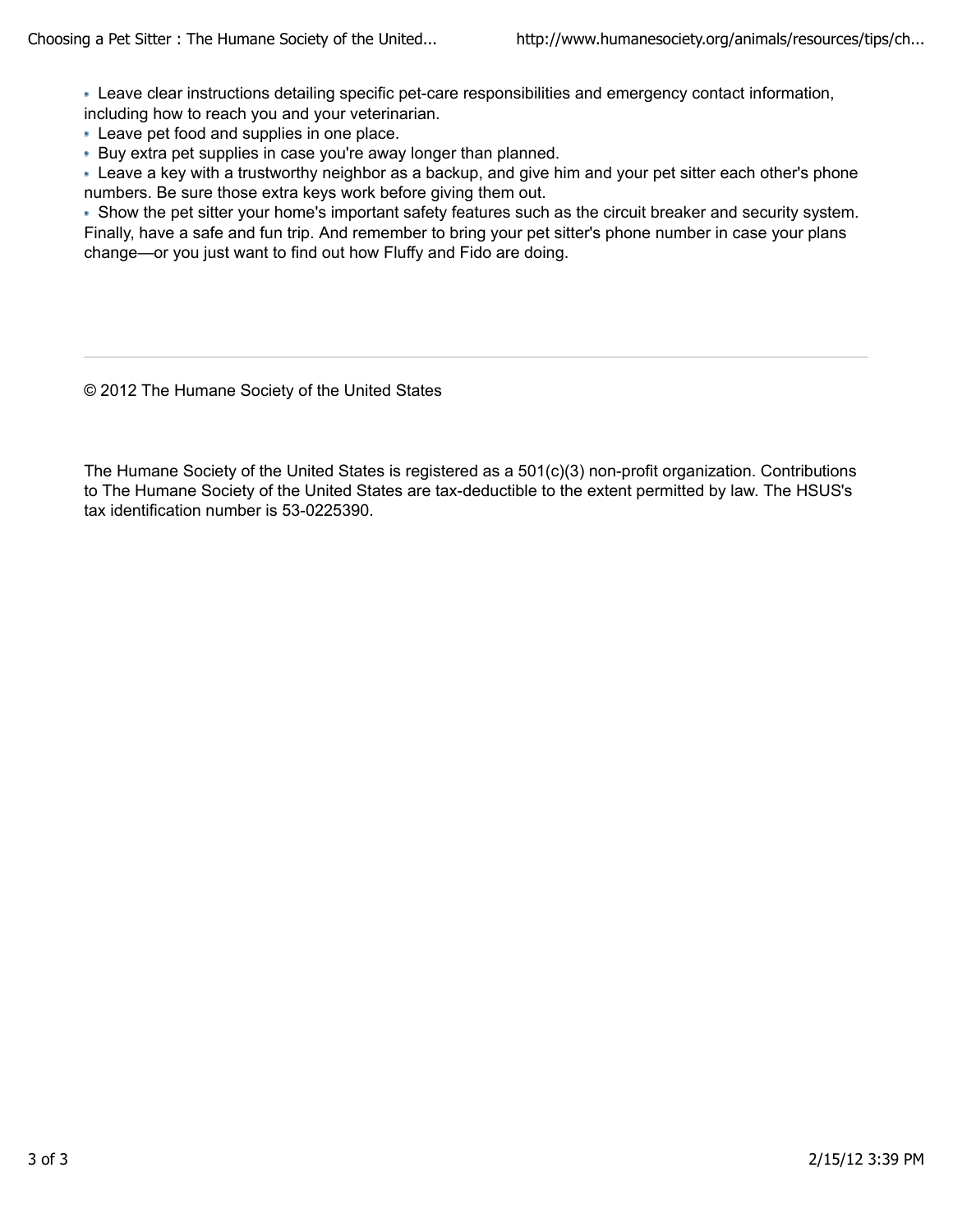- Leave clear instructions detailing specific pet-care responsibilities and emergency contact information, including how to reach you and your veterinarian.
- Leave pet food and supplies in one place.
- Buy extra pet supplies in case you're away longer than planned.
- Leave a key with a trustworthy neighbor as a backup, and give him and your pet sitter each other's phone numbers. Be sure those extra keys work before giving them out.
- Show the pet sitter your home's important safety features such as the circuit breaker and security system.

Finally, have a safe and fun trip. And remember to bring your pet sitter's phone number in case your plans change—or you just want to find out how Fluffy and Fido are doing.

---

© 2012 The Humane Society of the United States

The Humane Society of the United States is registered as a 501(c)(3) non-profit organization. Contributions to The Humane Society of the United States are tax-deductible to the extent permitted by law. The HSUS's tax identification number is 53-0225390.